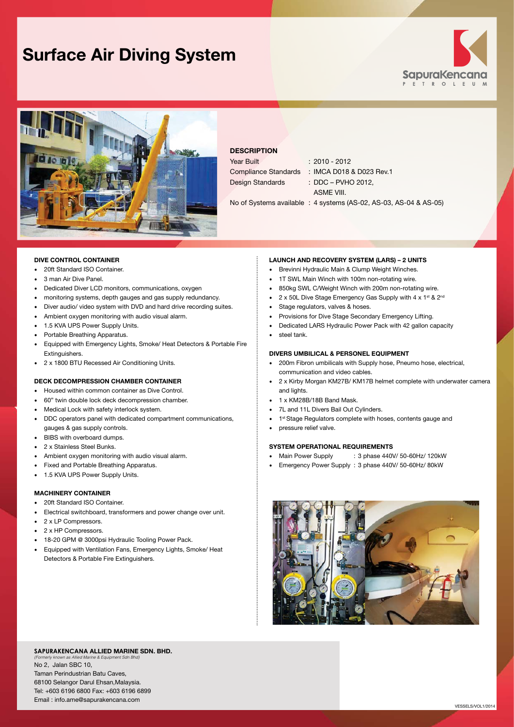# Surface Air Diving System

SapuraKencana PETROLEUM

## DESCRIPTION

Year Built : 2010 - 2012
Compliance Standards : IMCA D018 & D023 Rev.1
Design Standards : DDC – PVHO 2012, ASME VIII.
No of Systems available : 4 systems (AS-02, AS-03, AS-04 & AS-05)

### DIVE CONTROL CONTAINER

- 20ft Standard ISO Container.
- 3 man Air Dive Panel.
- Dedicated Diver LCD monitors, communications, oxygen
- monitoring systems, depth gauges and gas supply redundancy.
- Diver audio/ video system with DVD and hard drive recording suites.
- Ambient oxygen monitoring with audio visual alarm.
- 1.5 KVA UPS Power Supply Units.
- Portable Breathing Apparatus.
- Equipped with Emergency Lights, Smoke/ Heat Detectors & Portable Fire Extinguishers.
- 2 x 1800 BTU Recessed Air Conditioning Units.

### DECK DECOMPRESSION CHAMBER CONTAINER

- Housed within common container as Dive Control.
- 60" twin double lock deck decompression chamber.
- Medical Lock with safety interlock system.
- DDC operators panel with dedicated compartment communications, gauges & gas supply controls.
- BIBS with overboard dumps.
- 2 x Stainless Steel Bunks.
- Ambient oxygen monitoring with audio visual alarm.
- Fixed and Portable Breathing Apparatus.
- 1.5 KVA UPS Power Supply Units.

### MACHINERY CONTAINER

- 20ft Standard ISO Container.
- Electrical switchboard, transformers and power change over unit.
- 2 x LP Compressors.
- 2 x HP Compressors.
- 18-20 GPM @ 3000psi Hydraulic Tooling Power Pack.
- Equipped with Ventilation Fans, Emergency Lights, Smoke/ Heat Detectors & Portable Fire Extinguishers.

### LAUNCH AND RECOVERY SYSTEM (LARS) – 2 UNITS

- Brevinni Hydraulic Main & Clump Weight Winches.
- 1T SWL Main Winch with 100m non-rotating wire.
- 850kg SWL C/Weight Winch with 200m non-rotating wire.
- 2 x 50L Dive Stage Emergency Gas Supply with 4 x 1st & 2nd
- Stage regulators, valves & hoses.
- Provisions for Dive Stage Secondary Emergency Lifting.
- Dedicated LARS Hydraulic Power Pack with 42 gallon capacity
- steel tank.

### DIVERS UMBILICAL & PERSONEL EQUIPMENT

- 200m Fibron umbilicals with Supply hose, Pneumo hose, electrical, communication and video cables.
- 2 x Kirby Morgan KM27B/ KM17B helmet complete with underwater camera and lights.
- 1 x KM28B/18B Band Mask.
- 7L and 11L Divers Bail Out Cylinders.
- 1st Stage Regulators complete with hoses, contents gauge and
- pressure relief valve.

### SYSTEM OPERATIONAL REQUIREMENTS

- Main Power Supply : 3 phase 440V/ 50-60Hz/ 120kW
- Emergency Power Supply : 3 phase 440V/ 50-60Hz/ 80kW

**SAPURAKENCANA ALLIED MARINE SDN. BHD.**
*(Formerly known as Allied Marine & Equipment Sdn Bhd)*
No 2, Jalan SBC 10,
Taman Perindustrian Batu Caves,
68100 Selangor Darul Ehsan,Malaysia.
Tel: +603 6196 6800 Fax: +603 6196 6899
Email : info.ame@sapurakencana.com

VESSELS/VOL1/2014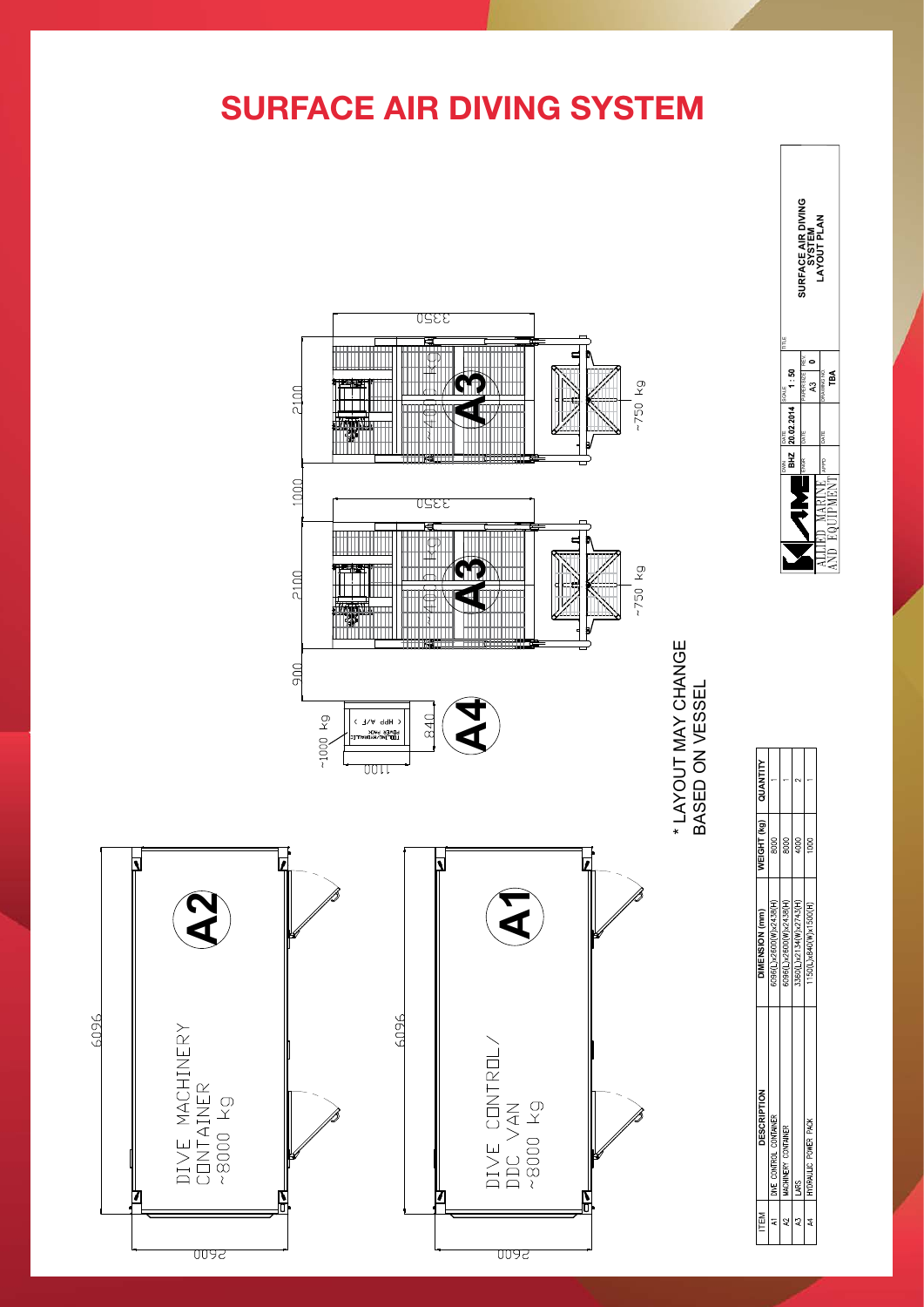# SURFACE AIR DIVING SYSTEM

DIVE MACHINERY CONTAINER ~8000 kg

A2

6096

2600

DIVE CONTROL/ DDC VAN ~8000 kg

A1

6096

2600

~1000 kg

A4

840

1100

900

~4000 kg

A3

~750 kg

2100

3350

1000

~4000 kg

A3

~750 kg

2100

3350

\* LAYOUT MAY CHANGE BASED ON VESSEL

| ITEM | DESCRIPTION | DIMENSION (mm) | WEIGHT (kg) | QUANTITY |
|---|---|---|---|---|
| A1 | DIVE CONTROL CONTAINER | 6096(L)x2600(W)x2438(H) | 8000 | 1 |
| A2 | MACHINERY CONTAINER | 6096(L)x2600(W)x2438(H) | 8000 | 1 |
| A3 | LARS | 3350(L)x2134(W)x2743(H) | 4000 | 2 |
| A4 | HYDRAULIC POWER PACK | 1150(L)x840(W)x1500(H) | 1000 | 1 |

| | | | | |
|---|---|---|---|---|
| ALLIED MARINE AND EQUIPMENT | DWN: BHZ | DATE: 20.02.2014 | SCALE: 1 : 50 | TITLE: SURFACE AIR DIVING SYSTEM LAYOUT PLAN |
| | CHKR | DATE | PAPER SIZE: A3 | REV: 0 |
| | APPD | DATE | DRAWING NO.: TBA | |